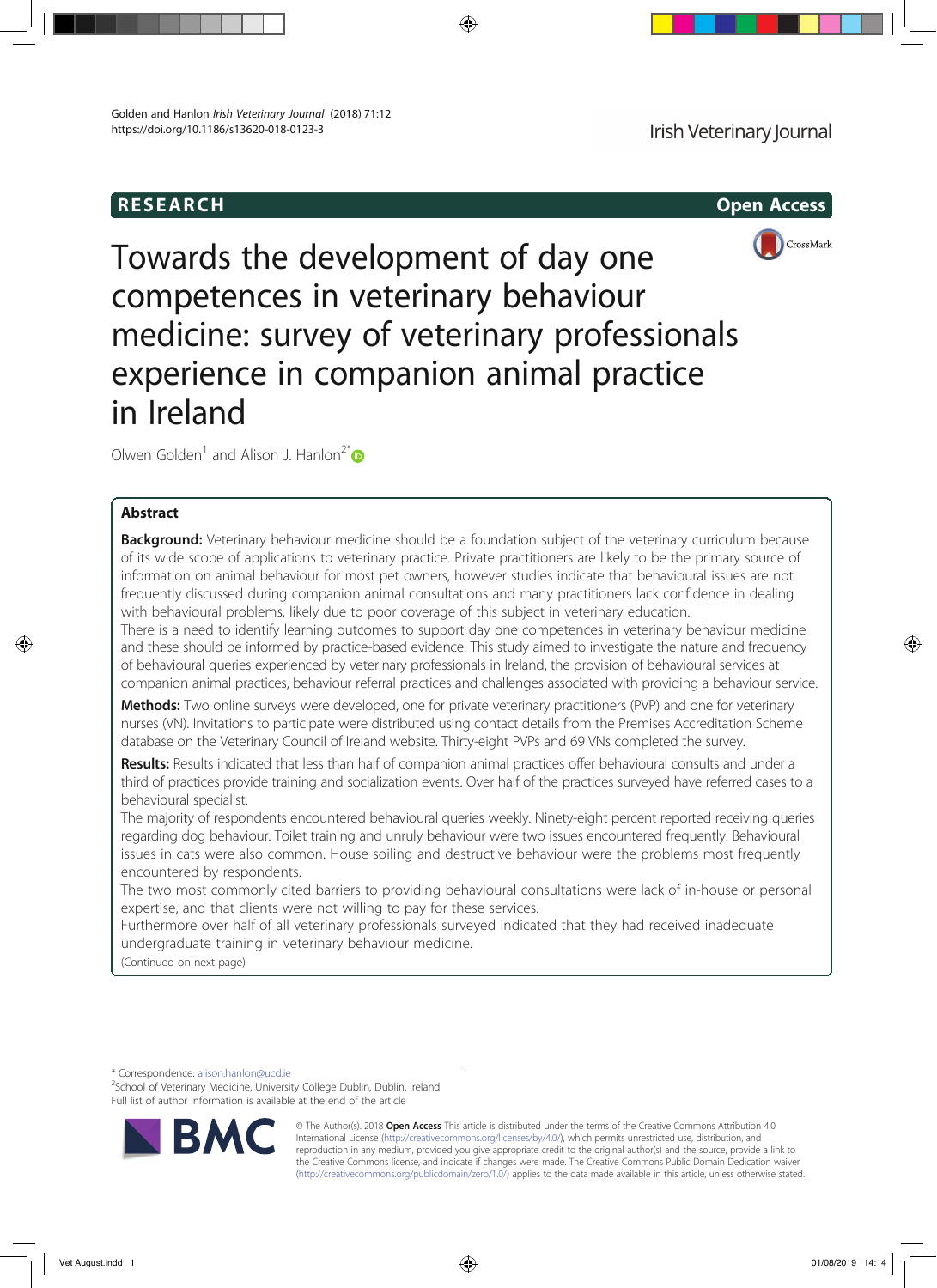RESEARCH

Open Access

# Towards the development of day one competences in veterinary behaviour medicine: survey of veterinary professionals experience in companion animal practice in Ireland

Olwen Golden[1] and Alison J. Hanlon[2*]

## Abstract

**Background:** Veterinary behaviour medicine should be a foundation subject of the veterinary curriculum because of its wide scope of applications to veterinary practice. Private practitioners are likely to be the primary source of information on animal behaviour for most pet owners, however studies indicate that behavioural issues are not frequently discussed during companion animal consultations and many practitioners lack confidence in dealing with behavioural problems, likely due to poor coverage of this subject in veterinary education.

There is a need to identify learning outcomes to support day one competences in veterinary behaviour medicine and these should be informed by practice-based evidence. This study aimed to investigate the nature and frequency of behavioural queries experienced by veterinary professionals in Ireland, the provision of behavioural services at companion animal practices, behaviour referral practices and challenges associated with providing a behaviour service.

**Methods:** Two online surveys were developed, one for private veterinary practitioners (PVP) and one for veterinary nurses (VN). Invitations to participate were distributed using contact details from the Premises Accreditation Scheme database on the Veterinary Council of Ireland website. Thirty-eight PVPs and 69 VNs completed the survey.

**Results:** Results indicated that less than half of companion animal practices offer behavioural consults and under a third of practices provide training and socialization events. Over half of the practices surveyed have referred cases to a behavioural specialist.

The majority of respondents encountered behavioural queries weekly. Ninety-eight percent reported receiving queries regarding dog behaviour. Toilet training and unruly behaviour were two issues encountered frequently. Behavioural issues in cats were also common. House soiling and destructive behaviour were the problems most frequently encountered by respondents.

The two most commonly cited barriers to providing behavioural consultations were lack of in-house or personal expertise, and that clients were not willing to pay for these services.

Furthermore over half of all veterinary professionals surveyed indicated that they had received inadequate undergraduate training in veterinary behaviour medicine.

(Continued on next page)

* Correspondence: alison.hanlon@ucd.ie

[2]School of Veterinary Medicine, University College Dublin, Dublin, Ireland

Full list of author information is available at the end of the article

© The Author(s). 2018 **Open Access** This article is distributed under the terms of the Creative Commons Attribution 4.0 International License (http://creativecommons.org/licenses/by/4.0/), which permits unrestricted use, distribution, and reproduction in any medium, provided you give appropriate credit to the original author(s) and the source, provide a link to the Creative Commons license, and indicate if changes were made. The Creative Commons Public Domain Dedication waiver (http://creativecommons.org/publicdomain/zero/1.0/) applies to the data made available in this article, unless otherwise stated.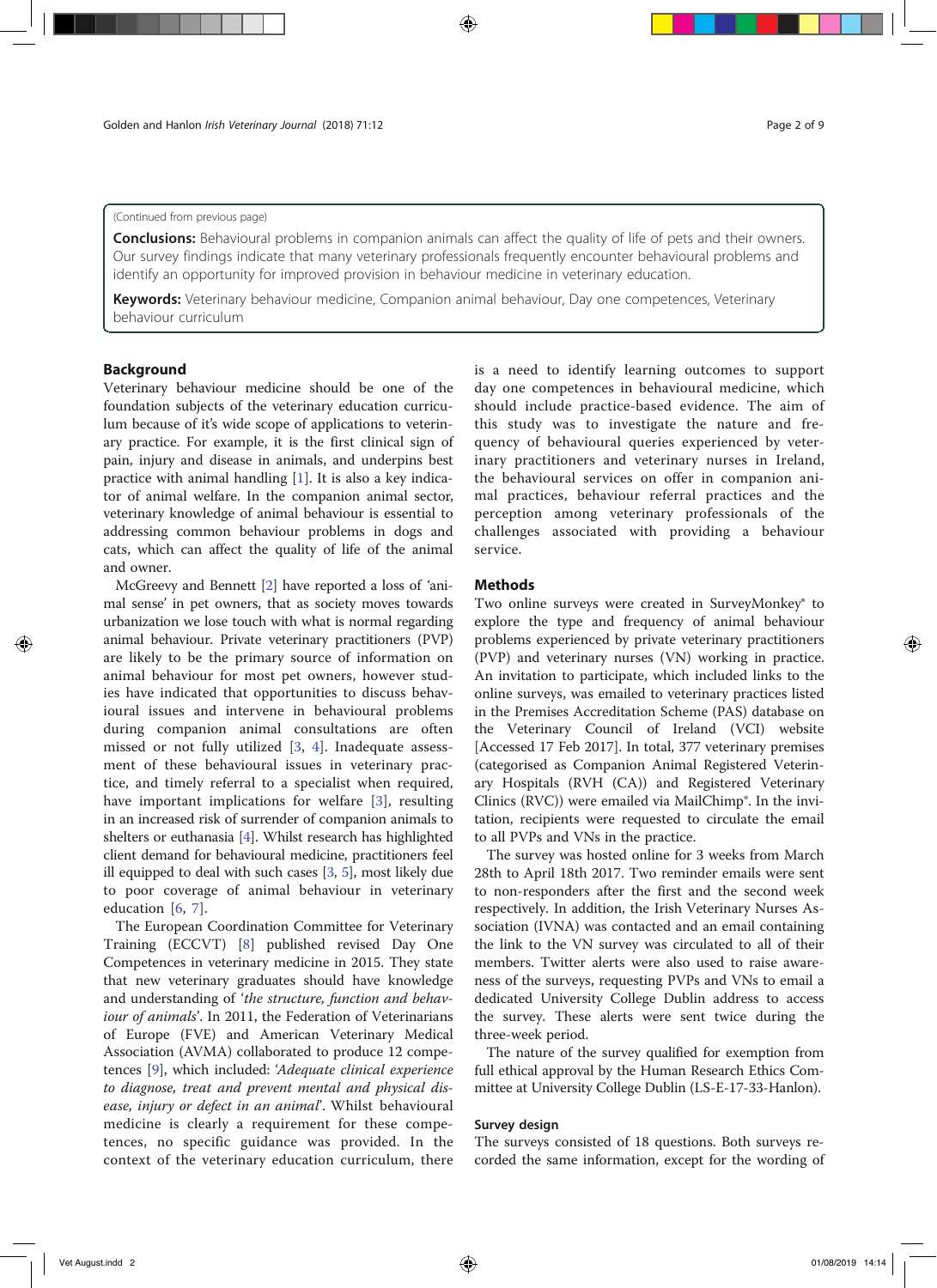(Continued from previous page)

**Conclusions:** Behavioural problems in companion animals can affect the quality of life of pets and their owners. Our survey findings indicate that many veterinary professionals frequently encounter behavioural problems and identify an opportunity for improved provision in behaviour medicine in veterinary education.

**Keywords:** Veterinary behaviour medicine, Companion animal behaviour, Day one competences, Veterinary behaviour curriculum

## Background

Veterinary behaviour medicine should be one of the foundation subjects of the veterinary education curriculum because of it's wide scope of applications to veterinary practice. For example, it is the first clinical sign of pain, injury and disease in animals, and underpins best practice with animal handling [1]. It is also a key indicator of animal welfare. In the companion animal sector, veterinary knowledge of animal behaviour is essential to addressing common behaviour problems in dogs and cats, which can affect the quality of life of the animal and owner.

McGreevy and Bennett [2] have reported a loss of 'animal sense' in pet owners, that as society moves towards urbanization we lose touch with what is normal regarding animal behaviour. Private veterinary practitioners (PVP) are likely to be the primary source of information on animal behaviour for most pet owners, however studies have indicated that opportunities to discuss behavioural issues and intervene in behavioural problems during companion animal consultations are often missed or not fully utilized [3, 4]. Inadequate assessment of these behavioural issues in veterinary practice, and timely referral to a specialist when required, have important implications for welfare [3], resulting in an increased risk of surrender of companion animals to shelters or euthanasia [4]. Whilst research has highlighted client demand for behavioural medicine, practitioners feel ill equipped to deal with such cases [3, 5], most likely due to poor coverage of animal behaviour in veterinary education [6, 7].

The European Coordination Committee for Veterinary Training (ECCVT) [8] published revised Day One Competences in veterinary medicine in 2015. They state that new veterinary graduates should have knowledge and understanding of '*the structure, function and behaviour of animals*'. In 2011, the Federation of Veterinarians of Europe (FVE) and American Veterinary Medical Association (AVMA) collaborated to produce 12 competences [9], which included: '*Adequate clinical experience to diagnose, treat and prevent mental and physical disease, injury or defect in an animal*'. Whilst behavioural medicine is clearly a requirement for these competences, no specific guidance was provided. In the context of the veterinary education curriculum, there is a need to identify learning outcomes to support day one competences in behavioural medicine, which should include practice-based evidence. The aim of this study was to investigate the nature and frequency of behavioural queries experienced by veterinary practitioners and veterinary nurses in Ireland, the behavioural services on offer in companion animal practices, behaviour referral practices and the perception among veterinary professionals of the challenges associated with providing a behaviour service.

## Methods

Two online surveys were created in SurveyMonkey® to explore the type and frequency of animal behaviour problems experienced by private veterinary practitioners (PVP) and veterinary nurses (VN) working in practice. An invitation to participate, which included links to the online surveys, was emailed to veterinary practices listed in the Premises Accreditation Scheme (PAS) database on the Veterinary Council of Ireland (VCI) website [Accessed 17 Feb 2017]. In total, 377 veterinary premises (categorised as Companion Animal Registered Veterinary Hospitals (RVH (CA)) and Registered Veterinary Clinics (RVC)) were emailed via MailChimp®. In the invitation, recipients were requested to circulate the email to all PVPs and VNs in the practice.

The survey was hosted online for 3 weeks from March 28th to April 18th 2017. Two reminder emails were sent to non-responders after the first and the second week respectively. In addition, the Irish Veterinary Nurses Association (IVNA) was contacted and an email containing the link to the VN survey was circulated to all of their members. Twitter alerts were also used to raise awareness of the surveys, requesting PVPs and VNs to email a dedicated University College Dublin address to access the survey. These alerts were sent twice during the three-week period.

The nature of the survey qualified for exemption from full ethical approval by the Human Research Ethics Committee at University College Dublin (LS-E-17-33-Hanlon).

### Survey design

The surveys consisted of 18 questions. Both surveys recorded the same information, except for the wording of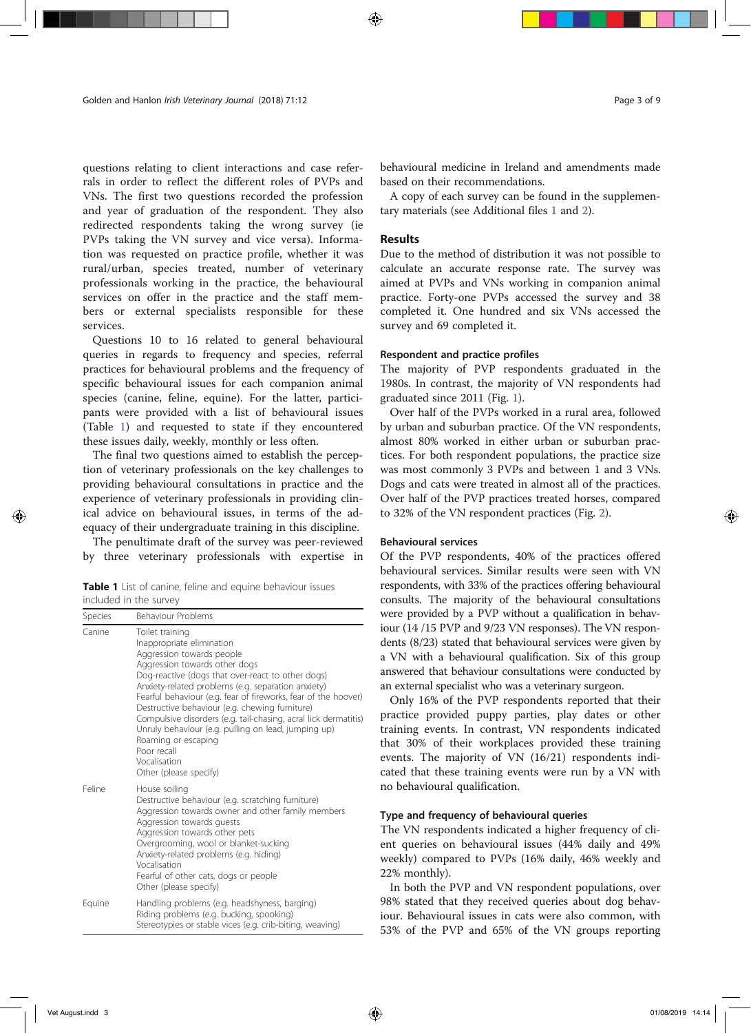questions relating to client interactions and case referrals in order to reflect the different roles of PVPs and VNs. The first two questions recorded the profession and year of graduation of the respondent. They also redirected respondents taking the wrong survey (ie PVPs taking the VN survey and vice versa). Information was requested on practice profile, whether it was rural/urban, species treated, number of veterinary professionals working in the practice, the behavioural services on offer in the practice and the staff members or external specialists responsible for these services.

Questions 10 to 16 related to general behavioural queries in regards to frequency and species, referral practices for behavioural problems and the frequency of specific behavioural issues for each companion animal species (canine, feline, equine). For the latter, participants were provided with a list of behavioural issues (Table 1) and requested to state if they encountered these issues daily, weekly, monthly or less often.

The final two questions aimed to establish the perception of veterinary professionals on the key challenges to providing behavioural consultations in practice and the experience of veterinary professionals in providing clinical advice on behavioural issues, in terms of the adequacy of their undergraduate training in this discipline.

The penultimate draft of the survey was peer-reviewed by three veterinary professionals with expertise in behavioural medicine in Ireland and amendments made based on their recommendations.

A copy of each survey can be found in the supplementary materials (see Additional files 1 and 2).

**Table 1** List of canine, feline and equine behaviour issues included in the survey

| Species | Behaviour Problems |
|---|---|
| Canine | Toilet training<br>Inappropriate elimination<br>Aggression towards people<br>Aggression towards other dogs<br>Dog-reactive (dogs that over-react to other dogs)<br>Anxiety-related problems (e.g. separation anxiety)<br>Fearful behaviour (e.g. fear of fireworks, fear of the hoover)<br>Destructive behaviour (e.g. chewing furniture)<br>Compulsive disorders (e.g. tail-chasing, acral lick dermatitis)<br>Unruly behaviour (e.g. pulling on lead, jumping up)<br>Roaming or escaping<br>Poor recall<br>Vocalisation<br>Other (please specify) |
| Feline | House soiling<br>Destructive behaviour (e.g. scratching furniture)<br>Aggression towards owner and other family members<br>Aggression towards guests<br>Aggression towards other pets<br>Overgrooming, wool or blanket-sucking<br>Anxiety-related problems (e.g. hiding)<br>Vocalisation<br>Fearful of other cats, dogs or people<br>Other (please specify) |
| Equine | Handling problems (e.g. headshyness, barging)<br>Riding problems (e.g. bucking, spooking)<br>Stereotypies or stable vices (e.g. crib-biting, weaving) |

## Results

Due to the method of distribution it was not possible to calculate an accurate response rate. The survey was aimed at PVPs and VNs working in companion animal practice. Forty-one PVPs accessed the survey and 38 completed it. One hundred and six VNs accessed the survey and 69 completed it.

### Respondent and practice profiles

The majority of PVP respondents graduated in the 1980s. In contrast, the majority of VN respondents had graduated since 2011 (Fig. 1).

Over half of the PVPs worked in a rural area, followed by urban and suburban practice. Of the VN respondents, almost 80% worked in either urban or suburban practices. For both respondent populations, the practice size was most commonly 3 PVPs and between 1 and 3 VNs. Dogs and cats were treated in almost all of the practices. Over half of the PVP practices treated horses, compared to 32% of the VN respondent practices (Fig. 2).

### Behavioural services

Of the PVP respondents, 40% of the practices offered behavioural services. Similar results were seen with VN respondents, with 33% of the practices offering behavioural consults. The majority of the behavioural consultations were provided by a PVP without a qualification in behaviour (14 /15 PVP and 9/23 VN responses). The VN respondents (8/23) stated that behavioural services were given by a VN with a behavioural qualification. Six of this group answered that behaviour consultations were conducted by an external specialist who was a veterinary surgeon.

Only 16% of the PVP respondents reported that their practice provided puppy parties, play dates or other training events. In contrast, VN respondents indicated that 30% of their workplaces provided these training events. The majority of VN (16/21) respondents indicated that these training events were run by a VN with no behavioural qualification.

### Type and frequency of behavioural queries

The VN respondents indicated a higher frequency of client queries on behavioural issues (44% daily and 49% weekly) compared to PVPs (16% daily, 46% weekly and 22% monthly).

In both the PVP and VN respondent populations, over 98% stated that they received queries about dog behaviour. Behavioural issues in cats were also common, with 53% of the PVP and 65% of the VN groups reporting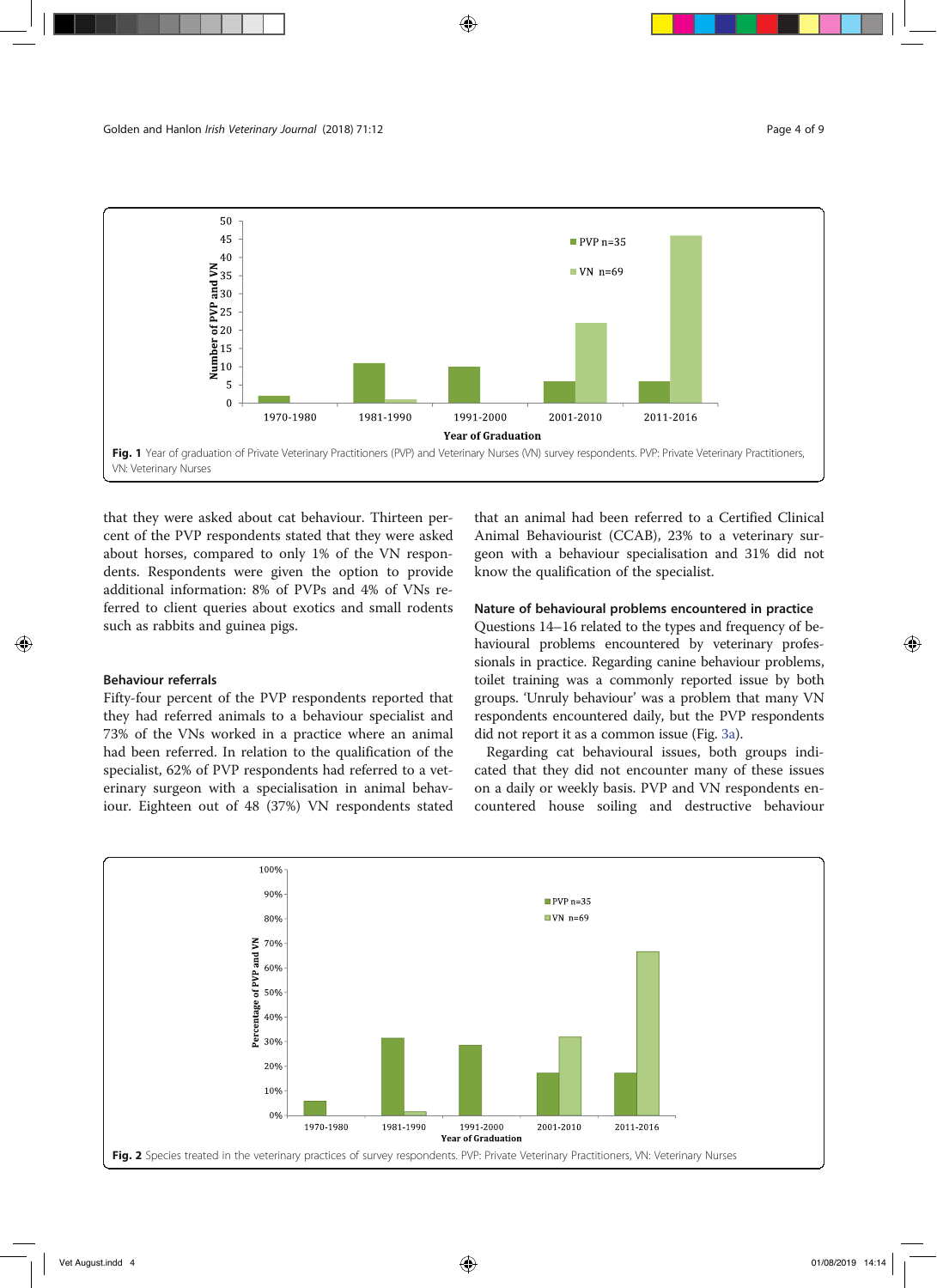Fig. 1 Year of graduation of Private Veterinary Practitioners (PVP) and Veterinary Nurses (VN) survey respondents. PVP: Private Veterinary Practitioners, VN: Veterinary Nurses

that they were asked about cat behaviour. Thirteen percent of the PVP respondents stated that they were asked about horses, compared to only 1% of the VN respondents. Respondents were given the option to provide additional information: 8% of PVPs and 4% of VNs referred to client queries about exotics and small rodents such as rabbits and guinea pigs.

### Behaviour referrals

Fifty-four percent of the PVP respondents reported that they had referred animals to a behaviour specialist and 73% of the VNs worked in a practice where an animal had been referred. In relation to the qualification of the specialist, 62% of PVP respondents had referred to a veterinary surgeon with a specialisation in animal behaviour. Eighteen out of 48 (37%) VN respondents stated that an animal had been referred to a Certified Clinical Animal Behaviourist (CCAB), 23% to a veterinary surgeon with a behaviour specialisation and 31% did not know the qualification of the specialist.

### Nature of behavioural problems encountered in practice

Questions 14–16 related to the types and frequency of behaviour problems encountered by veterinary professionals in practice. Regarding canine behaviour problems, toilet training was a commonly reported issue by both groups. 'Unruly behaviour' was a problem that many VN respondents encountered daily, but the PVP respondents did not report it as a common issue (Fig. 3a).

Regarding cat behavioural issues, both groups indicated that they did not encounter many of these issues on a daily or weekly basis. PVP and VN respondents encountered house soiling and destructive behaviour

Fig. 2 Species treated in the veterinary practices of survey respondents. PVP: Private Veterinary Practitioners, VN: Veterinary Nurses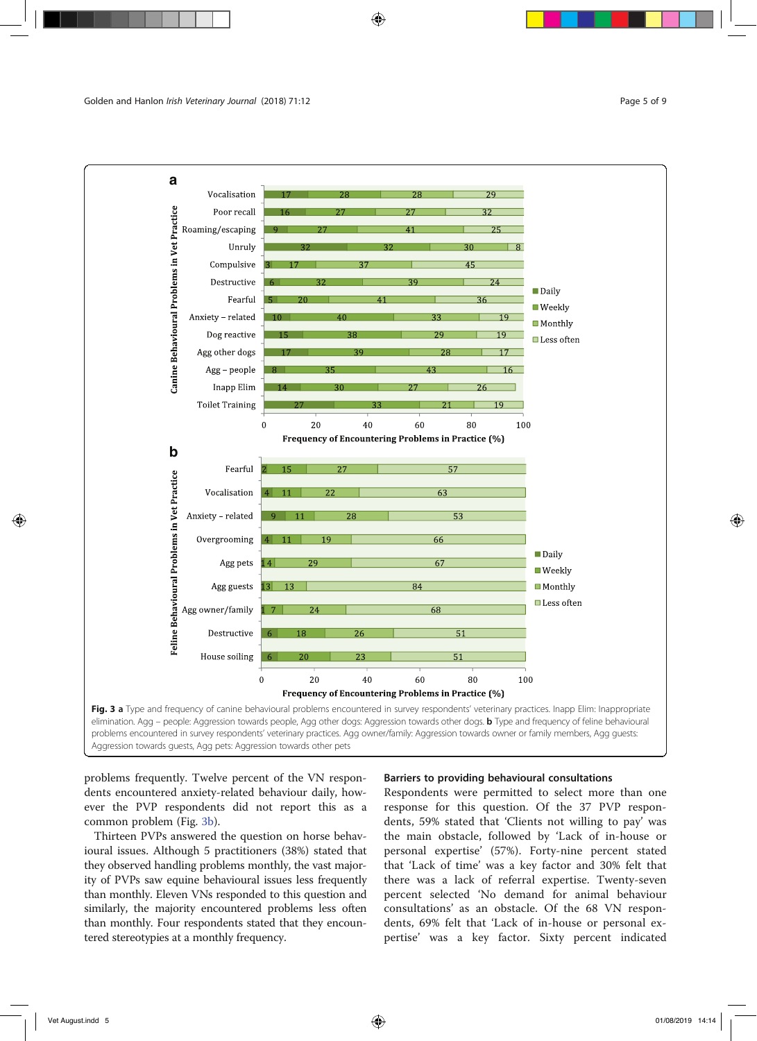**Fig. 3** **a** Type and frequency of canine behavioural problems encountered in survey respondents' veterinary practices. Inapp Elim: Inappropriate elimination. Agg – people: Aggression towards people, Agg other dogs: Aggression towards other dogs. **b** Type and frequency of feline behavioural problems encountered in survey respondents' veterinary practices. Agg owner/family: Aggression towards owner or family members, Agg guests: Aggression towards guests, Agg pets: Aggression towards other pets

problems frequently. Twelve percent of the VN respondents encountered anxiety-related behaviour daily, however the PVP respondents did not report this as a common problem (Fig. 3b).

Thirteen PVPs answered the question on horse behavioural issues. Although 5 practitioners (38%) stated that they observed handling problems monthly, the vast majority of PVPs saw equine behavioural issues less frequently than monthly. Eleven VNs responded to this question and similarly, the majority encountered problems less often than monthly. Four respondents stated that they encountered stereotypies at a monthly frequency.

### Barriers to providing behavioural consultations

Respondents were permitted to select more than one response for this question. Of the 37 PVP respondents, 59% stated that 'Clients not willing to pay' was the main obstacle, followed by 'Lack of in-house or personal expertise' (57%). Forty-nine percent stated that 'Lack of time' was a key factor and 30% felt that there was a lack of referral expertise. Twenty-seven percent selected 'No demand for animal behaviour consultations' as an obstacle. Of the 68 VN respondents, 69% felt that 'Lack of in-house or personal expertise' was a key factor. Sixty percent indicated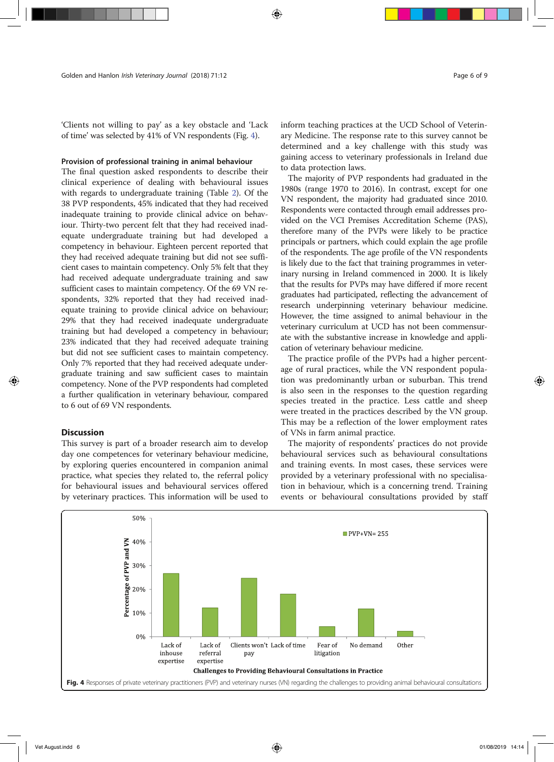'Clients not willing to pay' as a key obstacle and 'Lack of time' was selected by 41% of VN respondents (Fig. 4).

### Provision of professional training in animal behaviour

The final question asked respondents to describe their clinical experience of dealing with behavioural issues with regards to undergraduate training (Table 2). Of the 38 PVP respondents, 45% indicated that they had received inadequate training to provide clinical advice on behaviour. Thirty-two percent felt that they had received inadequate undergraduate training but had developed a competency in behaviour. Eighteen percent reported that they had received adequate training but did not see sufficient cases to maintain competency. Only 5% felt that they had received adequate undergraduate training and saw sufficient cases to maintain competency. Of the 69 VN respondents, 32% reported that they had received inadequate training to provide clinical advice on behaviour; 29% that they had received inadequate undergraduate training but had developed a competency in behaviour; 23% indicated that they had received adequate training but did not see sufficient cases to maintain competency. Only 7% reported that they had received adequate undergraduate training and saw sufficient cases to maintain competency. None of the PVP respondents had completed a further qualification in veterinary behaviour, compared to 6 out of 69 VN respondents.

## Discussion

This survey is part of a broader research aim to develop day one competences for veterinary behaviour medicine, by exploring queries encountered in companion animal practice, what species they related to, the referral policy for behavioural issues and behavioural services offered by veterinary practices. This information will be used to inform teaching practices at the UCD School of Veterinary Medicine. The response rate to this survey cannot be determined and a key challenge with this study was gaining access to veterinary professionals in Ireland due to data protection laws.

The majority of PVP respondents had graduated in the 1980s (range 1970 to 2016). In contrast, except for one VN respondent, the majority had graduated since 2010. Respondents were contacted through email addresses provided on the VCI Premises Accreditation Scheme (PAS), therefore many of the PVPs were likely to be practice principals or partners, which could explain the age profile of the respondents. The age profile of the VN respondents is likely due to the fact that training programmes in veterinary nursing in Ireland commenced in 2000. It is likely that the results for PVPs may have differed if more recent graduates had participated, reflecting the advancement of research underpinning veterinary behaviour medicine. However, the time assigned to animal behaviour in the veterinary curriculum at UCD has not been commensurate with the substantive increase in knowledge and application of veterinary behaviour medicine.

The practice profile of the PVPs had a higher percentage of rural practices, while the VN respondent population was predominantly urban or suburban. This trend is also seen in the responses to the question regarding species treated in the practice. Less cattle and sheep were treated in the practices described by the VN group. This may be a reflection of the lower employment rates of VNs in farm animal practice.

The majority of respondents' practices do not provide behavioural services such as behavioural consultations and training events. In most cases, these services were provided by a veterinary professional with no specialisation in behaviour, which is a concerning trend. Training events or behavioural consultations provided by staff

**Fig. 4** Responses of private veterinary practitioners (PVP) and veterinary nurses (VN) regarding the challenges to providing animal behavioural consultations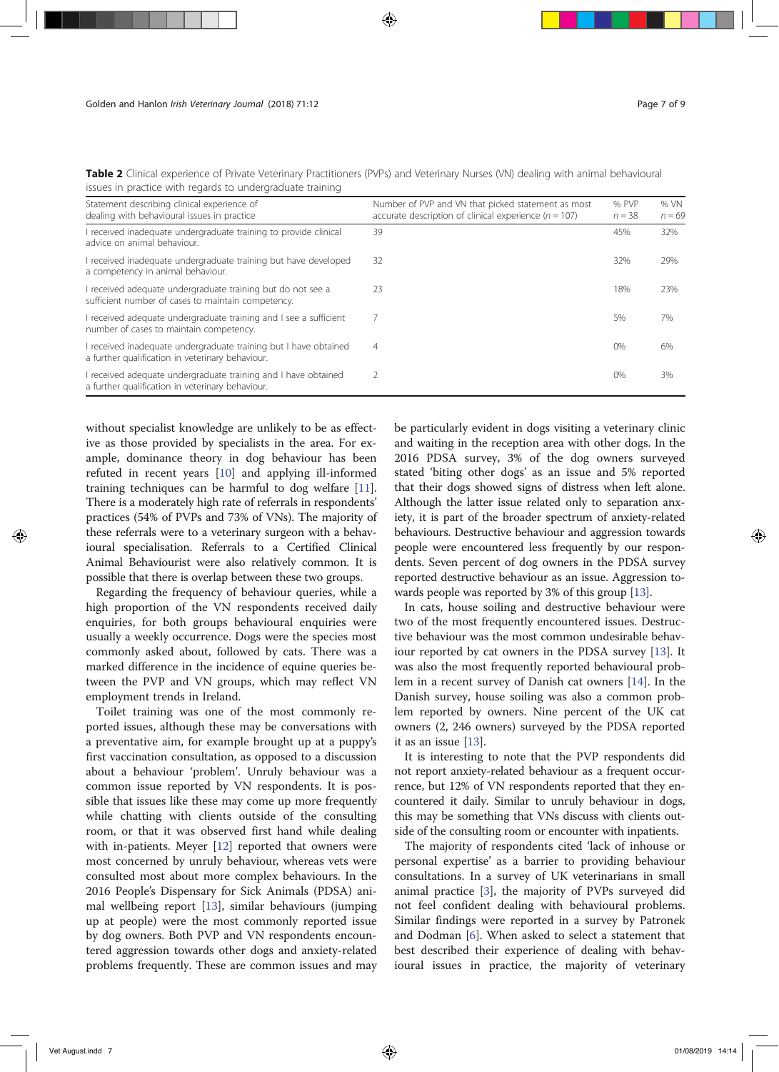**Table 2** Clinical experience of Private Veterinary Practitioners (PVPs) and Veterinary Nurses (VN) dealing with animal behavioural issues in practice with regards to undergraduate training

| Statement describing clinical experience of dealing with behavioural issues in practice | Number of PVP and VN that picked statement as most accurate description of clinical experience (n = 107) | % PVP n = 38 | % VN n = 69 |
|---|---|---|---|
| I received inadequate undergraduate training to provide clinical advice on animal behaviour. | 39 | 45% | 32% |
| I received inadequate undergraduate training but have developed a competency in animal behaviour. | 32 | 32% | 29% |
| I received adequate undergraduate training but do not see a sufficient number of cases to maintain competency. | 23 | 18% | 23% |
| I received adequate undergraduate training and I see a sufficient number of cases to maintain competency. | 7 | 5% | 7% |
| I received inadequate undergraduate training but I have obtained a further qualification in veterinary behaviour. | 4 | 0% | 6% |
| I received adequate undergraduate training and I have obtained a further qualification in veterinary behaviour. | 2 | 0% | 3% |

without specialist knowledge are unlikely to be as effective as those provided by specialists in the area. For example, dominance theory in dog behaviour has been refuted in recent years [10] and applying ill-informed training techniques can be harmful to dog welfare [11]. There is a moderately high rate of referrals in respondents' practices (54% of PVPs and 73% of VNs). The majority of these referrals were to a veterinary surgeon with a behavioural specialisation. Referrals to a Certified Clinical Animal Behaviourist were also relatively common. It is possible that there is overlap between these two groups.

Regarding the frequency of behaviour queries, while a high proportion of the VN respondents received daily enquiries, for both groups behavioural enquiries were usually a weekly occurrence. Dogs were the species most commonly asked about, followed by cats. There was a marked difference in the incidence of equine queries between the PVP and VN groups, which may reflect VN employment trends in Ireland.

Toilet training was one of the most commonly reported issues, although these may be conversations with a preventative aim, for example brought up at a puppy's first vaccination consultation, as opposed to a discussion about a behaviour 'problem'. Unruly behaviour was a common issue reported by VN respondents. It is possible that issues like these may come up more frequently while chatting with clients outside of the consulting room, or that it was observed first hand while dealing with in-patients. Meyer [12] reported that owners were most concerned by unruly behaviour, whereas vets were consulted most about more complex behaviours. In the 2016 People's Dispensary for Sick Animals (PDSA) animal wellbeing report [13], similar behaviours (jumping up at people) were the most commonly reported issue by dog owners. Both PVP and VN respondents encountered aggression towards other dogs and anxiety-related problems frequently. These are common issues and may be particularly evident in dogs visiting a veterinary clinic and waiting in the reception area with other dogs. In the 2016 PDSA survey, 3% of the dog owners surveyed stated 'biting other dogs' as an issue and 5% reported that their dogs showed signs of distress when left alone. Although the latter issue related only to separation anxiety, it is part of the broader spectrum of anxiety-related behaviours. Destructive behaviour and aggression towards people were encountered less frequently by our respondents. Seven percent of dog owners in the PDSA survey reported destructive behaviour as an issue. Aggression towards people was reported by 3% of this group [13].

In cats, house soiling and destructive behaviour were two of the most frequently encountered issues. Destructive behaviour was the most common undesirable behaviour reported by cat owners in the PDSA survey [13]. It was also the most frequently reported behavioural problem in a recent survey of Danish cat owners [14]. In the Danish survey, house soiling was also a common problem reported by owners. Nine percent of the UK cat owners (2, 246 owners) surveyed by the PDSA reported it as an issue [13].

It is interesting to note that the PVP respondents did not report anxiety-related behaviour as a frequent occurrence, but 12% of VN respondents reported that they encountered it daily. Similar to unruly behaviour in dogs, this may be something that VNs discuss with clients outside of the consulting room or encounter with inpatients.

The majority of respondents cited 'lack of inhouse or personal expertise' as a barrier to providing behaviour consultations. In a survey of UK veterinarians in small animal practice [3], the majority of PVPs surveyed did not feel confident dealing with behavioural problems. Similar findings were reported in a survey by Patronek and Dodman [6]. When asked to select a statement that best described their experience of dealing with behavioural issues in practice, the majority of veterinary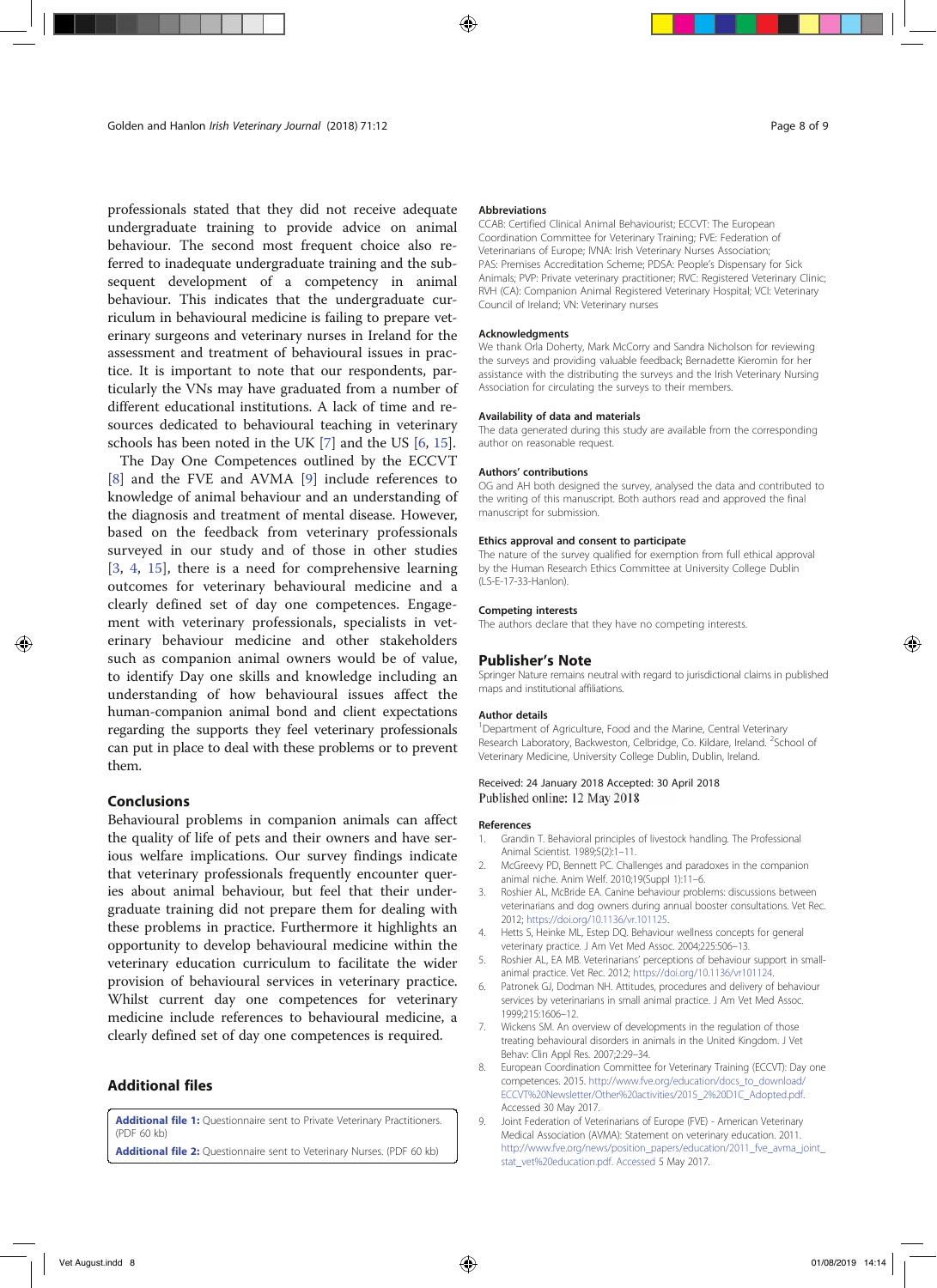professionals stated that they did not receive adequate undergraduate training to provide advice on animal behaviour. The second most frequent choice also referred to inadequate undergraduate training and the subsequent development of a competency in animal behaviour. This indicates that the undergraduate curriculum in behavioural medicine is failing to prepare veterinary surgeons and veterinary nurses in Ireland for the assessment and treatment of behavioural issues in practice. It is important to note that our respondents, particularly the VNs may have graduated from a number of different educational institutions. A lack of time and resources dedicated to behavioural teaching in veterinary schools has been noted in the UK [7] and the US [6, 15].

The Day One Competences outlined by the ECCVT [8] and the FVE and AVMA [9] include references to knowledge of animal behaviour and an understanding of the diagnosis and treatment of mental disease. However, based on the feedback from veterinary professionals surveyed in our study and of those in other studies [3, 4, 15], there is a need for comprehensive learning outcomes for veterinary behavioural medicine and a clearly defined set of day one competences. Engagement with veterinary professionals, specialists in veterinary behaviour medicine and other stakeholders such as companion animal owners would be of value, to identify Day one skills and knowledge including an understanding of how behavioural issues affect the human-companion animal bond and client expectations regarding the supports they feel veterinary professionals can put in place to deal with these problems or to prevent them.

## Conclusions

Behavioural problems in companion animals can affect the quality of life of pets and their owners and have serious welfare implications. Our survey findings indicate that veterinary professionals frequently encounter queries about animal behaviour, but feel that their undergraduate training did not prepare them for dealing with these problems in practice. Furthermore it highlights an opportunity to develop behavioural medicine within the veterinary education curriculum to facilitate the wider provision of behavioural services in veterinary practice. Whilst current day one competences for veterinary medicine include references to behavioural medicine, a clearly defined set of day one competences is required.

## Additional files

**Additional file 1:** Questionnaire sent to Private Veterinary Practitioners. (PDF 60 kb)

**Additional file 2:** Questionnaire sent to Veterinary Nurses. (PDF 60 kb)

### Abbreviations

CCAB: Certified Clinical Animal Behaviourist; ECCVT: The European Coordination Committee for Veterinary Training; FVE: Federation of Veterinarians of Europe; IVNA: Irish Veterinary Nurses Association; PAS: Premises Accreditation Scheme; PDSA: People's Dispensary for Sick Animals; PVP: Private veterinary practitioner; RVC: Registered Veterinary Clinic; RVH (CA): Companion Animal Registered Veterinary Hospital; VCI: Veterinary Council of Ireland; VN: Veterinary nurses

### Acknowledgments

We thank Orla Doherty, Mark McCorry and Sandra Nicholson for reviewing the surveys and providing valuable feedback; Bernadette Kieromin for her assistance with the distributing the surveys and the Irish Veterinary Nursing Association for circulating the surveys to their members.

### Availability of data and materials

The data generated during this study are available from the corresponding author on reasonable request.

### Authors' contributions

OG and AH both designed the survey, analysed the data and contributed to the writing of this manuscript. Both authors read and approved the final manuscript for submission.

### Ethics approval and consent to participate

The nature of the survey qualified for exemption from full ethical approval by the Human Research Ethics Committee at University College Dublin (LS-E-17-33-Hanlon).

### Competing interests

The authors declare that they have no competing interests.

## Publisher's Note

Springer Nature remains neutral with regard to jurisdictional claims in published maps and institutional affiliations.

### Author details

[1]Department of Agriculture, Food and the Marine, Central Veterinary Research Laboratory, Backweston, Celbridge, Co. Kildare, Ireland. [2]School of Veterinary Medicine, University College Dublin, Dublin, Ireland.

Received: 24 January 2018 Accepted: 30 April 2018
Published online: 12 May 2018

### References

1. Grandin T. Behavioral principles of livestock handling. The Professional Animal Scientist. 1989;5(2):1–11.
2. McGreevy PD, Bennett PC. Challenges and paradoxes in the companion animal niche. Anim Welf. 2010;19(Suppl 1):11–6.
3. Roshier AL, McBride EA. Canine behaviour problems: discussions between veterinarians and dog owners during annual booster consultations. Vet Rec. 2012; https://doi.org/10.1136/vr.101125.
4. Hetts S, Heinke ML, Estep DQ. Behaviour wellness concepts for general veterinary practice. J Am Vet Med Assoc. 2004;225:506–13.
5. Roshier AL, EA MB. Veterinarians' perceptions of behaviour support in small-animal practice. Vet Rec. 2012; https://doi.org/10.1136/vr101124.
6. Patronek GJ, Dodman NH. Attitudes, procedures and delivery of behaviour services by veterinarians in small animal practice. J Am Vet Med Assoc. 1999;215:1606–12.
7. Wickens SM. An overview of developments in the regulation of those treating behavioural disorders in animals in the United Kingdom. J Vet Behav: Clin Appl Res. 2007;2:29–34.
8. European Coordination Committee for Veterinary Training (ECCVT): Day one competences. 2015. http://www.fve.org/education/docs_to_download/ECCVT%20Newsletter/Other%20activities/2015_2%20D1C_Adopted.pdf. Accessed 30 May 2017.
9. Joint Federation of Veterinarians of Europe (FVE) - American Veterinary Medical Association (AVMA): Statement on veterinary education. 2011. http://www.fve.org/news/position_papers/education/2011_fve_avma_joint_stat_vet%20education.pdf. Accessed 5 May 2017.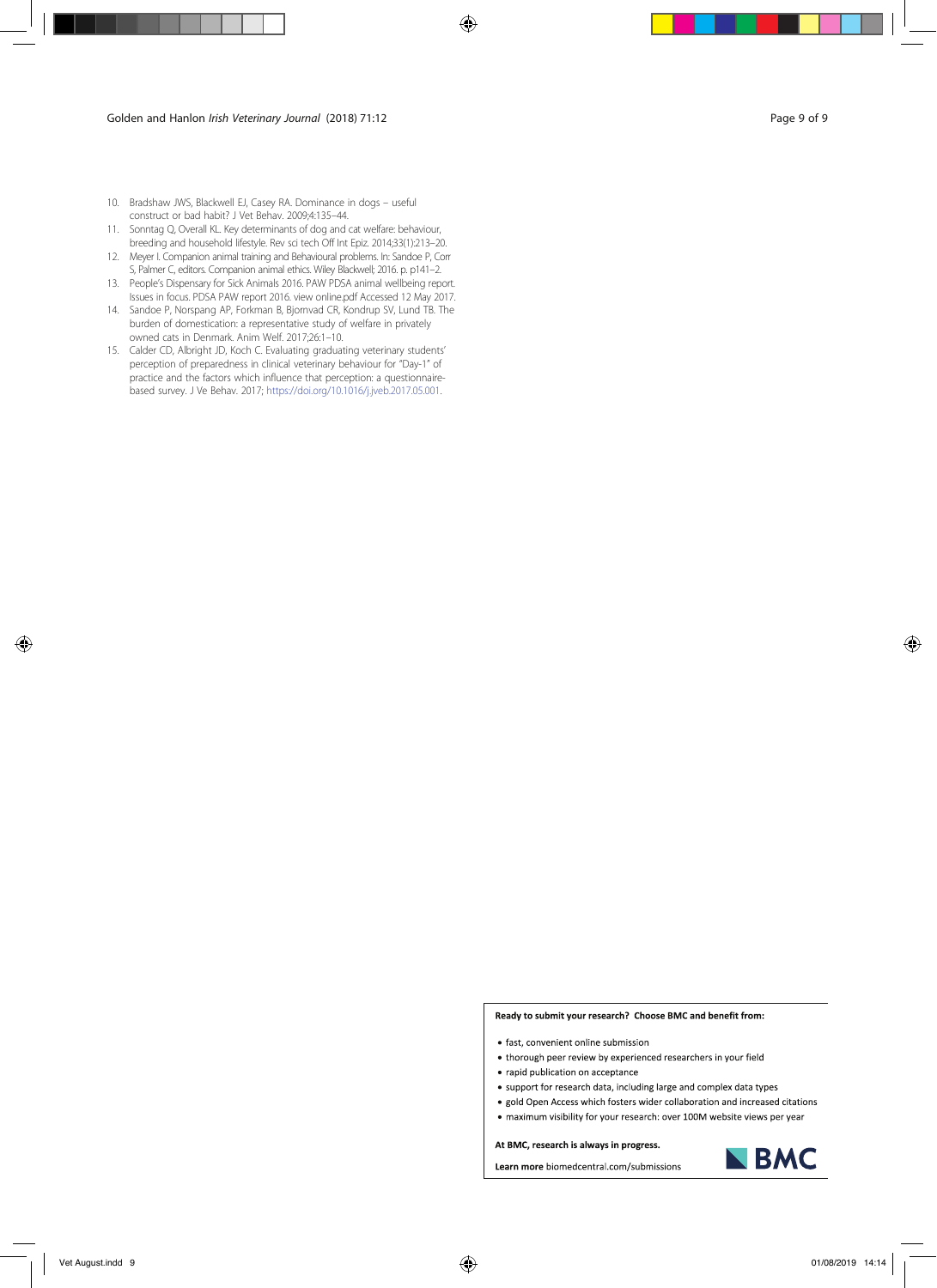10. Bradshaw JWS, Blackwell EJ, Casey RA. Dominance in dogs – useful construct or bad habit? J Vet Behav. 2009;4:135–44.
11. Sonntag Q, Overall KL. Key determinants of dog and cat welfare: behaviour, breeding and household lifestyle. Rev sci tech Off Int Epiz. 2014;33(1):213–20.
12. Meyer I. Companion animal training and Behavioural problems. In: Sandoe P, Corr S, Palmer C, editors. Companion animal ethics. Wiley Blackwell; 2016. p. p141–2.
13. People's Dispensary for Sick Animals 2016. PAW PDSA animal wellbeing report. Issues in focus. PDSA PAW report 2016. view online.pdf Accessed 12 May 2017.
14. Sandoe P, Norspang AP, Forkman B, Bjornvad CR, Kondrup SV, Lund TB. The burden of domestication: a representative study of welfare in privately owned cats in Denmark. Anim Welf. 2017;26:1–10.
15. Calder CD, Albright JD, Koch C. Evaluating graduating veterinary students' perception of preparedness in clinical veterinary behaviour for "Day-1" of practice and the factors which influence that perception: a questionnaire-based survey. J Ve Behav. 2017; https://doi.org/10.1016/j.jveb.2017.05.001.

**Ready to submit your research? Choose BMC and benefit from:**

- fast, convenient online submission
- thorough peer review by experienced researchers in your field
- rapid publication on acceptance
- support for research data, including large and complex data types
- gold Open Access which fosters wider collaboration and increased citations
- maximum visibility for your research: over 100M website views per year

**At BMC, research is always in progress.**

**Learn more** biomedcentral.com/submissions

BMC